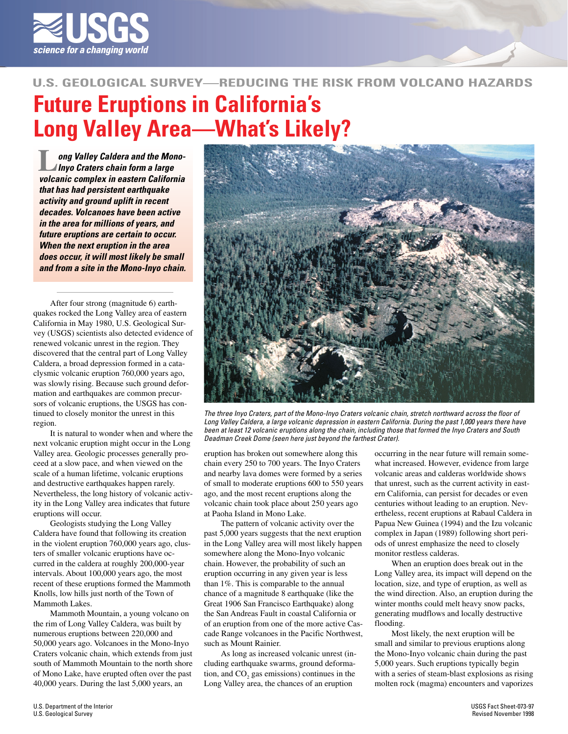U.S. GEOLOGICAL SURVEY—REDUCING THE RISK FROM VOLCANO HAZARDS

# Future Eruptions in California's Long Valley Area—What's Likely?

***Long Valley Caldera and the Mono-Inyo Craters chain form a large volcanic complex in eastern California that has had persistent earthquake activity and ground uplift in recent decades. Volcanoes have been active in the area for millions of years, and future eruptions are certain to occur. When the next eruption in the area does occur, it will most likely be small and from a site in the Mono-Inyo chain.***

*The three Inyo Craters, part of the Mono-Inyo Craters volcanic chain, stretch northward across the floor of Long Valley Caldera, a large volcanic depression in eastern California. During the past 1,000 years there have been at least 12 volcanic eruptions along the chain, including those that formed the Inyo Craters and South Deadman Creek Dome (seen here just beyond the farthest Crater).*

After four strong (magnitude 6) earthquakes rocked the Long Valley area of eastern California in May 1980, U.S. Geological Survey (USGS) scientists also detected evidence of renewed volcanic unrest in the region. They discovered that the central part of Long Valley Caldera, a broad depression formed in a cataclysmic volcanic eruption 760,000 years ago, was slowly rising. Because such ground deformation and earthquakes are common precursors of volcanic eruptions, the USGS has continued to closely monitor the unrest in this region.

It is natural to wonder when and where the next volcanic eruption might occur in the Long Valley area. Geologic processes generally proceed at a slow pace, and when viewed on the scale of a human lifetime, volcanic eruptions and destructive earthquakes happen rarely. Nevertheless, the long history of volcanic activity in the Long Valley area indicates that future eruptions will occur.

Geologists studying the Long Valley Caldera have found that following its creation in the violent eruption 760,000 years ago, clusters of smaller volcanic eruptions have occurred in the caldera at roughly 200,000-year intervals. About 100,000 years ago, the most recent of these eruptions formed the Mammoth Knolls, low hills just north of the Town of Mammoth Lakes.

Mammoth Mountain, a young volcano on the rim of Long Valley Caldera, was built by numerous eruptions between 220,000 and 50,000 years ago. Volcanoes in the Mono-Inyo Craters volcanic chain, which extends from just south of Mammoth Mountain to the north shore of Mono Lake, have erupted often over the past 40,000 years. During the last 5,000 years, an eruption has broken out somewhere along this chain every 250 to 700 years. The Inyo Craters and nearby lava domes were formed by a series of small to moderate eruptions 600 to 550 years ago, and the most recent eruptions along the volcanic chain took place about 250 years ago at Paoha Island in Mono Lake.

The pattern of volcanic activity over the past 5,000 years suggests that the next eruption in the Long Valley area will most likely happen somewhere along the Mono-Inyo volcanic chain. However, the probability of such an eruption occurring in any given year is less than 1%. This is comparable to the annual chance of a magnitude 8 earthquake (like the Great 1906 San Francisco Earthquake) along the San Andreas Fault in coastal California or of an eruption from one of the more active Cascade Range volcanoes in the Pacific Northwest, such as Mount Rainier.

As long as increased volcanic unrest (including earthquake swarms, ground deformation, and $CO_2$ gas emissions) continues in the Long Valley area, the chances of an eruption occurring in the near future will remain somewhat increased. However, evidence from large volcanic areas and calderas worldwide shows that unrest, such as the current activity in eastern California, can persist for decades or even centuries without leading to an eruption. Nevertheless, recent eruptions at Rabaul Caldera in Papua New Guinea (1994) and the Izu volcanic complex in Japan (1989) following short periods of unrest emphasize the need to closely monitor restless calderas.

When an eruption does break out in the Long Valley area, its impact will depend on the location, size, and type of eruption, as well as the wind direction. Also, an eruption during the winter months could melt heavy snow packs, generating mudflows and locally destructive flooding.

Most likely, the next eruption will be small and similar to previous eruptions along the Mono-Inyo volcanic chain during the past 5,000 years. Such eruptions typically begin with a series of steam-blast explosions as rising molten rock (magma) encounters and vaporizes

U.S. Department of the Interior
U.S. Geological Survey

USGS Fact Sheet-073-97
Revised November 1998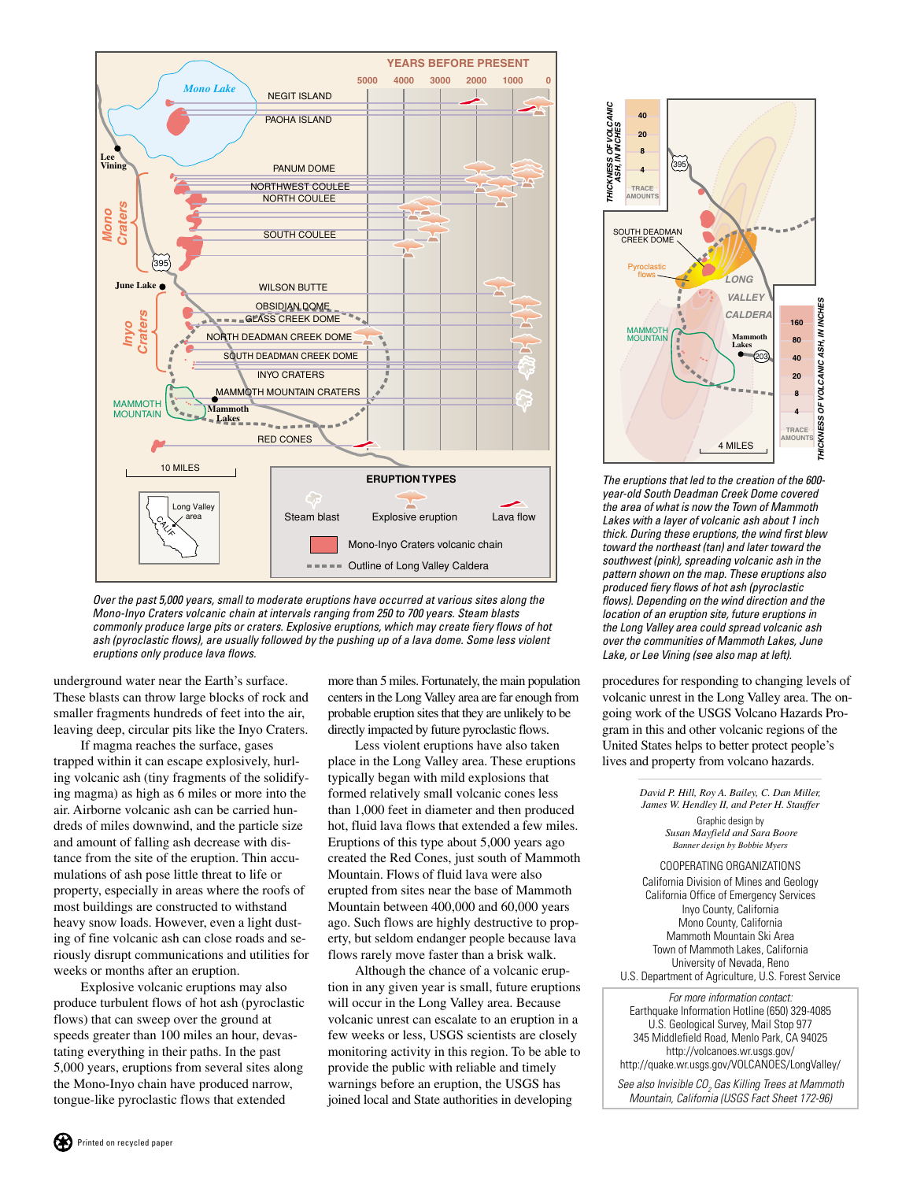YEARS BEFORE PRESENT

5000 4000 3000 2000 1000 0

Mono Lake

NEGIT ISLAND

PAOHA ISLAND

Lee Vining

PANUM DOME

NORTHWEST COULEE

NORTH COULEE

Mono Craters

SOUTH COULEE

395

June Lake

WILSON BUTTE

OBSIDIAN DOME

GLASS CREEK DOME

Inyo Craters

NORTH DEADMAN CREEK DOME

SOUTH DEADMAN CREEK DOME

INYO CRATERS

MAMMOTH MOUNTAIN CRATERS

MAMMOTH MOUNTAIN

Mammoth Lakes

RED CONES

10 MILES

Long Valley area

CALIF

ERUPTION TYPES

Steam blast

Explosive eruption

Lava flow

Mono-Inyo Craters volcanic chain

Outline of Long Valley Caldera

*Over the past 5,000 years, small to moderate eruptions have occurred at various sites along the Mono-Inyo Craters volcanic chain at intervals ranging from 250 to 700 years. Steam blasts commonly produce large pits or craters. Explosive eruptions, which may create fiery flows of hot ash (pyroclastic flows), are usually followed by the pushing up of a lava dome. Some less violent eruptions only produce lava flows.*

THICKNESS OF VOLCANIC ASH, IN INCHES

40

20

8

4

TRACE AMOUNTS

395

SOUTH DEADMAN CREEK DOME

Pyroclastic flows

LONG VALLEY CALDERA

MAMMOTH MOUNTAIN

Mammoth Lakes

203

160

80

40

20

8

4

TRACE AMOUNTS

THICKNESS OF VOLCANIC ASH, IN INCHES

4 MILES

*The eruptions that led to the creation of the 600-year-old South Deadman Creek Dome covered the area of what is now the Town of Mammoth Lakes with a layer of volcanic ash about 1 inch thick. During these eruptions, the wind first blew toward the northeast (tan) and later toward the southwest (pink), spreading volcanic ash in the pattern shown on the map. These eruptions also produced fiery flows of hot ash (pyroclastic flows). Depending on the wind direction and the location of an eruption site, future eruptions in the Long Valley area could spread volcanic ash over the communities of Mammoth Lakes, June Lake, or Lee Vining (see also map at left).*

underground water near the Earth's surface. These blasts can throw large blocks of rock and smaller fragments hundreds of feet into the air, leaving deep, circular pits like the Inyo Craters.

If magma reaches the surface, gases trapped within it can escape explosively, hurling volcanic ash (tiny fragments of the solidifying magma) as high as 6 miles or more into the air. Airborne volcanic ash can be carried hundreds of miles downwind, and the particle size and amount of falling ash decrease with distance from the site of the eruption. Thin accumulations of ash pose little threat to life or property, especially in areas where the roofs of most buildings are constructed to withstand heavy snow loads. However, even a light dusting of fine volcanic ash can close roads and seriously disrupt communications and utilities for weeks or months after an eruption.

Explosive volcanic eruptions may also produce turbulent flows of hot ash (pyroclastic flows) that can sweep over the ground at speeds greater than 100 miles an hour, devastating everything in their paths. In the past 5,000 years, eruptions from several sites along the Mono-Inyo chain have produced narrow, tongue-like pyroclastic flows that extended more than 5 miles. Fortunately, the main population centers in the Long Valley area are far enough from probable eruption sites that they are unlikely to be directly impacted by future pyroclastic flows.

Less violent eruptions have also taken place in the Long Valley area. These eruptions typically began with mild explosions that formed relatively small volcanic cones less than 1,000 feet in diameter and then produced hot, fluid lava flows that extended a few miles. Eruptions of this type about 5,000 years ago created the Red Cones, just south of Mammoth Mountain. Flows of fluid lava were also erupted from sites near the base of Mammoth Mountain between 400,000 and 60,000 years ago. Such flows are highly destructive to property, but seldom endanger people because lava flows rarely move faster than a brisk walk.

Although the chance of a volcanic eruption in any given year is small, future eruptions will occur in the Long Valley area. Because volcanic unrest can escalate to an eruption in a few weeks or less, USGS scientists are closely monitoring activity in this region. To be able to provide the public with reliable and timely warnings before an eruption, the USGS has joined local and State authorities in developing procedures for responding to changing levels of volcanic unrest in the Long Valley area. The ongoing work of the USGS Volcano Hazards Program in this and other volcanic regions of the United States helps to better protect people's lives and property from volcano hazards.

*David P. Hill, Roy A. Bailey, C. Dan Miller, James W. Hendley II, and Peter H. Stauffer*

Graphic design by
*Susan Mayfield and Sara Boore*
*Banner design by Bobbie Myers*

COOPERATING ORGANIZATIONS

California Division of Mines and Geology
California Office of Emergency Services
Inyo County, California
Mono County, California
Mammoth Mountain Ski Area
Town of Mammoth Lakes, California
University of Nevada, Reno
U.S. Department of Agriculture, U.S. Forest Service

*For more information contact:*
Earthquake Information Hotline (650) 329-4085
U.S. Geological Survey, Mail Stop 977
345 Middlefield Road, Menlo Park, CA 94025
http://volcanoes.wr.usgs.gov/
http://quake.wr.usgs.gov/VOLCANOES/LongValley/

*See also Invisible $CO_2$ Gas Killing Trees at Mammoth Mountain, California (USGS Fact Sheet 172-96)*

Printed on recycled paper